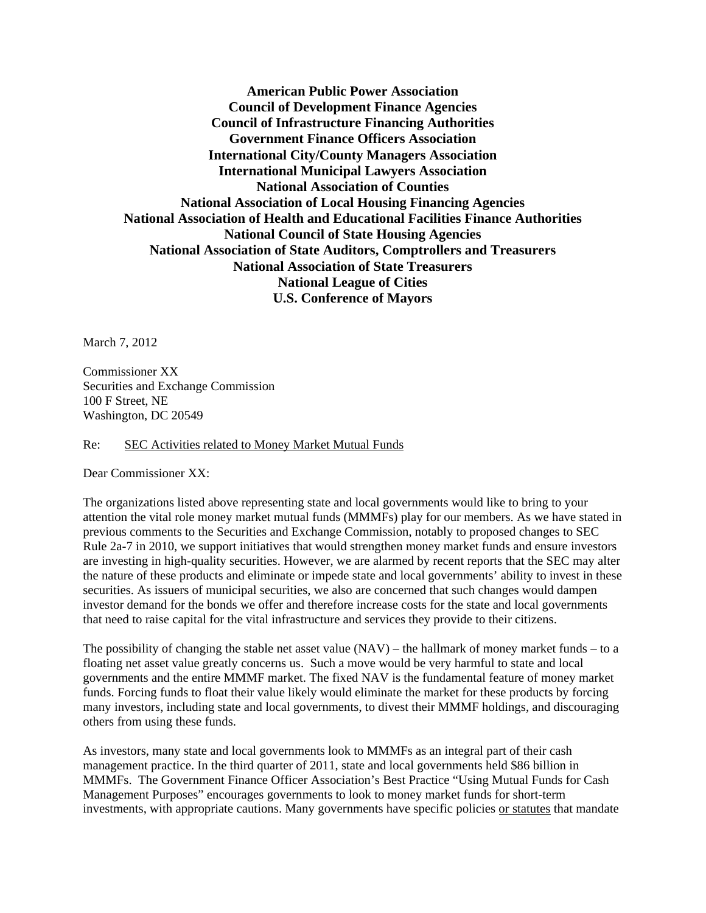**American Public Power Association**
**Council of Development Finance Agencies**
**Council of Infrastructure Financing Authorities**
**Government Finance Officers Association**
**International City/County Managers Association**
**International Municipal Lawyers Association**
**National Association of Counties**
**National Association of Local Housing Financing Agencies**
**National Association of Health and Educational Facilities Finance Authorities**
**National Council of State Housing Agencies**
**National Association of State Auditors, Comptrollers and Treasurers**
**National Association of State Treasurers**
**National League of Cities**
**U.S. Conference of Mayors**

March 7, 2012

Commissioner XX
Securities and Exchange Commission
100 F Street, NE
Washington, DC 20549

Re: <u>SEC Activities related to Money Market Mutual Funds</u>

Dear Commissioner XX:

The organizations listed above representing state and local governments would like to bring to your attention the vital role money market mutual funds (MMMFs) play for our members. As we have stated in previous comments to the Securities and Exchange Commission, notably to proposed changes to SEC Rule 2a-7 in 2010, we support initiatives that would strengthen money market funds and ensure investors are investing in high-quality securities. However, we are alarmed by recent reports that the SEC may alter the nature of these products and eliminate or impede state and local governments' ability to invest in these securities. As issuers of municipal securities, we also are concerned that such changes would dampen investor demand for the bonds we offer and therefore increase costs for the state and local governments that need to raise capital for the vital infrastructure and services they provide to their citizens.

The possibility of changing the stable net asset value (NAV) – the hallmark of money market funds – to a floating net asset value greatly concerns us. Such a move would be very harmful to state and local governments and the entire MMMF market. The fixed NAV is the fundamental feature of money market funds. Forcing funds to float their value likely would eliminate the market for these products by forcing many investors, including state and local governments, to divest their MMMF holdings, and discouraging others from using these funds.

As investors, many state and local governments look to MMMFs as an integral part of their cash management practice. In the third quarter of 2011, state and local governments held $86 billion in MMMFs. The Government Finance Officer Association's Best Practice "Using Mutual Funds for Cash Management Purposes" encourages governments to look to money market funds for short-term investments, with appropriate cautions. Many governments have specific policies <u>or statutes</u> that mandate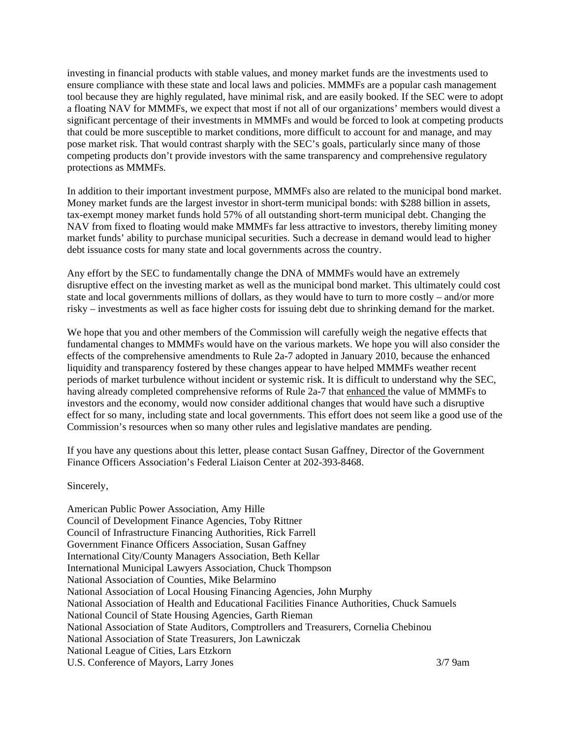investing in financial products with stable values, and money market funds are the investments used to ensure compliance with these state and local laws and policies. MMMFs are a popular cash management tool because they are highly regulated, have minimal risk, and are easily booked. If the SEC were to adopt a floating NAV for MMMFs, we expect that most if not all of our organizations' members would divest a significant percentage of their investments in MMMFs and would be forced to look at competing products that could be more susceptible to market conditions, more difficult to account for and manage, and may pose market risk. That would contrast sharply with the SEC's goals, particularly since many of those competing products don't provide investors with the same transparency and comprehensive regulatory protections as MMMFs.

In addition to their important investment purpose, MMMFs also are related to the municipal bond market. Money market funds are the largest investor in short-term municipal bonds: with $288 billion in assets, tax-exempt money market funds hold 57% of all outstanding short-term municipal debt. Changing the NAV from fixed to floating would make MMMFs far less attractive to investors, thereby limiting money market funds' ability to purchase municipal securities. Such a decrease in demand would lead to higher debt issuance costs for many state and local governments across the country.

Any effort by the SEC to fundamentally change the DNA of MMMFs would have an extremely disruptive effect on the investing market as well as the municipal bond market. This ultimately could cost state and local governments millions of dollars, as they would have to turn to more costly – and/or more risky – investments as well as face higher costs for issuing debt due to shrinking demand for the market.

We hope that you and other members of the Commission will carefully weigh the negative effects that fundamental changes to MMMFs would have on the various markets. We hope you will also consider the effects of the comprehensive amendments to Rule 2a-7 adopted in January 2010, because the enhanced liquidity and transparency fostered by these changes appear to have helped MMMFs weather recent periods of market turbulence without incident or systemic risk. It is difficult to understand why the SEC, having already completed comprehensive reforms of Rule 2a-7 that <u>enhanced</u> the value of MMMFs to investors and the economy, would now consider additional changes that would have such a disruptive effect for so many, including state and local governments. This effort does not seem like a good use of the Commission's resources when so many other rules and legislative mandates are pending.

If you have any questions about this letter, please contact Susan Gaffney, Director of the Government Finance Officers Association's Federal Liaison Center at 202-393-8468.

Sincerely,

American Public Power Association, Amy Hille
Council of Development Finance Agencies, Toby Rittner
Council of Infrastructure Financing Authorities, Rick Farrell
Government Finance Officers Association, Susan Gaffney
International City/County Managers Association, Beth Kellar
International Municipal Lawyers Association, Chuck Thompson
National Association of Counties, Mike Belarmino
National Association of Local Housing Financing Agencies, John Murphy
National Association of Health and Educational Facilities Finance Authorities, Chuck Samuels
National Council of State Housing Agencies, Garth Rieman
National Association of State Auditors, Comptrollers and Treasurers, Cornelia Chebinou
National Association of State Treasurers, Jon Lawniczak
National League of Cities, Lars Etzkorn
U.S. Conference of Mayors, Larry Jones

3/7 9am